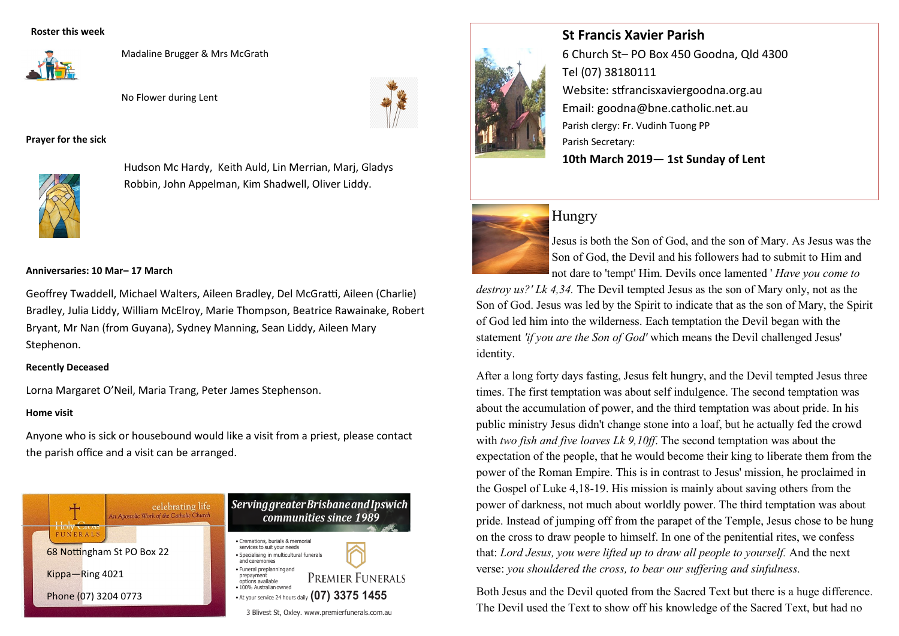**Roster this week**

Madaline Brugger & Mrs McGrath

No Flower during Lent

**Prayer for the sick**

Hudson Mc Hardy, Keith Auld, Lin Merrian, Marj, Gladys Robbin, John Appelman, Kim Shadwell, Oliver Liddy.

**Anniversaries: 10 Mar– 17 March**

Geoffrey Twaddell, Michael Walters, Aileen Bradley, Del McGratti, Aileen (Charlie) Bradley, Julia Liddy, William McElroy, Marie Thompson, Beatrice Rawainake, Robert Bryant, Mr Nan (from Guyana), Sydney Manning, Sean Liddy, Aileen Mary Stephenon.

**Recently Deceased**

Lorna Margaret O'Neil, Maria Trang, Peter James Stephenson.

**Home visit**

Anyone who is sick or housebound would like a visit from a priest, please contact the parish office and a visit can be arranged.

Holy Cross FUNERALS — celebrating life — An Apostolic Work of the Catholic Church

68 Nottingham St PO Box 22

Kippa—Ring 4021

Phone (07) 3204 0773

*Serving greater Brisbane and Ipswich communities since 1989*

- Cremations, burials & memorial services to suit your needs
- Specialising in multicultural funerals and ceremonies
- Funeral preplanning and prepayment options available
- 100% Australian owned
- At your service 24 hours daily **(07) 3375 1455**

PREMIER FUNERALS

3 Blivest St, Oxley. www.premierfunerals.com.au

## St Francis Xavier Parish

6 Church St– PO Box 450 Goodna, Qld 4300

Tel (07) 38180111

Website: stfrancisxaviergoodna.org.au

Email: goodna@bne.catholic.net.au

Parish clergy: Fr. Vudinh Tuong PP

Parish Secretary:

**10th March 2019— 1st Sunday of Lent**

## Hungry

Jesus is both the Son of God, and the son of Mary. As Jesus was the Son of God, the Devil and his followers had to submit to Him and not dare to 'tempt' Him. Devils once lamented ' *Have you come to destroy us?' Lk 4,34.* The Devil tempted Jesus as the son of Mary only, not as the Son of God. Jesus was led by the Spirit to indicate that as the son of Mary, the Spirit of God led him into the wilderness. Each temptation the Devil began with the statement *'if you are the Son of God'* which means the Devil challenged Jesus' identity.

After a long forty days fasting, Jesus felt hungry, and the Devil tempted Jesus three times. The first temptation was about self indulgence. The second temptation was about the accumulation of power, and the third temptation was about pride. In his public ministry Jesus didn't change stone into a loaf, but he actually fed the crowd with *two fish and five loaves Lk 9,10ff*. The second temptation was about the expectation of the people, that he would become their king to liberate them from the power of the Roman Empire. This is in contrast to Jesus' mission, he proclaimed in the Gospel of Luke 4,18-19. His mission is mainly about saving others from the power of darkness, not much about worldly power. The third temptation was about pride. Instead of jumping off from the parapet of the Temple, Jesus chose to be hung on the cross to draw people to himself. In one of the penitential rites, we confess that: *Lord Jesus, you were lifted up to draw all people to yourself.* And the next verse: *you shouldered the cross, to bear our suffering and sinfulness.*

Both Jesus and the Devil quoted from the Sacred Text but there is a huge difference. The Devil used the Text to show off his knowledge of the Sacred Text, but had no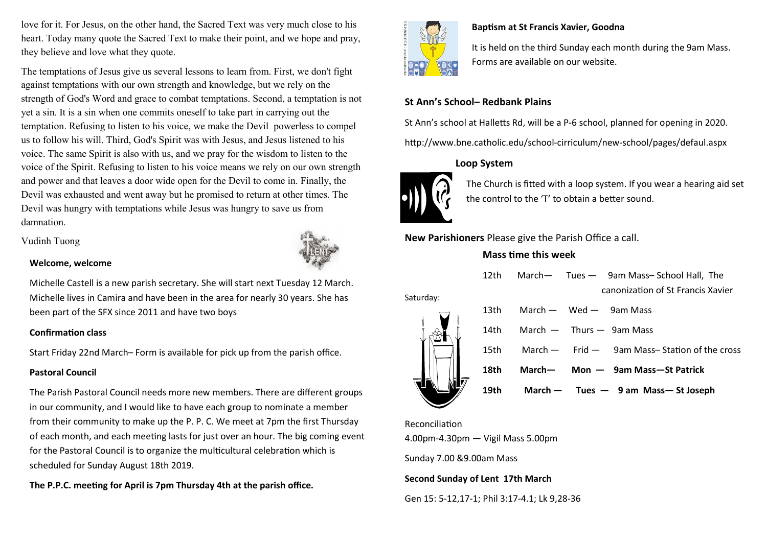love for it. For Jesus, on the other hand, the Sacred Text was very much close to his heart. Today many quote the Sacred Text to make their point, and we hope and pray, they believe and love what they quote.

The temptations of Jesus give us several lessons to learn from. First, we don't fight against temptations with our own strength and knowledge, but we rely on the strength of God's Word and grace to combat temptations. Second, a temptation is not yet a sin. It is a sin when one commits oneself to take part in carrying out the temptation. Refusing to listen to his voice, we make the Devil powerless to compel us to follow his will. Third, God's Spirit was with Jesus, and Jesus listened to his voice. The same Spirit is also with us, and we pray for the wisdom to listen to the voice of the Spirit. Refusing to listen to his voice means we rely on our own strength and power and that leaves a door wide open for the Devil to come in. Finally, the Devil was exhausted and went away but he promised to return at other times. The Devil was hungry with temptations while Jesus was hungry to save us from damnation.

Vudinh Tuong

### Welcome, welcome

Michelle Castell is a new parish secretary. She will start next Tuesday 12 March. Michelle lives in Camira and have been in the area for nearly 30 years. She has been part of the SFX since 2011 and have two boys

### Confirmation class

Start Friday 22nd March– Form is available for pick up from the parish office.

### Pastoral Council

The Parish Pastoral Council needs more new members. There are different groups in our community, and I would like to have each group to nominate a member from their community to make up the P. P. C. We meet at 7pm the first Thursday of each month, and each meeting lasts for just over an hour. The big coming event for the Pastoral Council is to organize the multicultural celebration which is scheduled for Sunday August 18th 2019.

**The P.P.C. meeting for April is 7pm Thursday 4th at the parish office.**

### Baptism at St Francis Xavier, Goodna

It is held on the third Sunday each month during the 9am Mass. Forms are available on our website.

### St Ann's School– Redbank Plains

St Ann's school at Halletts Rd, will be a P-6 school, planned for opening in 2020.

http://www.bne.catholic.edu/school-cirriculum/new-school/pages/defaul.aspx

### Loop System

The Church is fitted with a loop system. If you wear a hearing aid set the control to the 'T' to obtain a better sound.

**New Parishioners** Please give the Parish Office a call.

### Mass time this week

12th March— Tues — 9am Mass– School Hall, The canonization of St Francis Xavier

13th March — Wed — 9am Mass

14th March — Thurs — 9am Mass

15th March — Frid — 9am Mass– Station of the cross

**18th March— Mon — 9am Mass—St Patrick**

**19th March — Tues — 9 am Mass— St Joseph**

Saturday:

Reconciliation

4.00pm-4.30pm — Vigil Mass 5.00pm

Sunday 7.00 &9.00am Mass

**Second Sunday of Lent 17th March**

Gen 15: 5-12,17-1; Phil 3:17-4.1; Lk 9,28-36